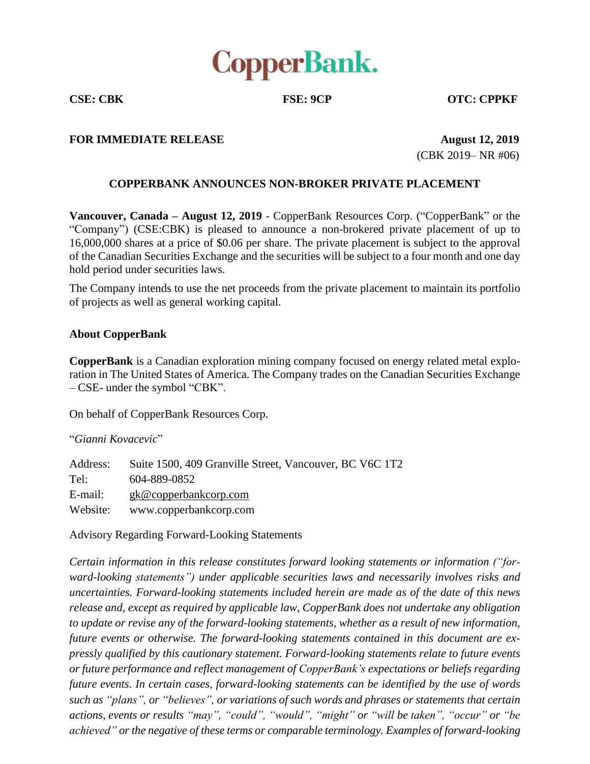# CopperBank.

**CSE: CBK** **FSE: 9CP** **OTC: CPPKF**

**FOR IMMEDIATE RELEASE** **August 12, 2019**

(CBK 2019– NR #06)

## COPPERBANK ANNOUNCES NON-BROKER PRIVATE PLACEMENT

**Vancouver, Canada – August 12, 2019** - CopperBank Resources Corp. ("CopperBank" or the "Company") (CSE:CBK) is pleased to announce a non-brokered private placement of up to 16,000,000 shares at a price of $0.06 per share. The private placement is subject to the approval of the Canadian Securities Exchange and the securities will be subject to a four month and one day hold period under securities laws.

The Company intends to use the net proceeds from the private placement to maintain its portfolio of projects as well as general working capital.

**About CopperBank**

**CopperBank** is a Canadian exploration mining company focused on energy related metal exploration in The United States of America. The Company trades on the Canadian Securities Exchange – CSE- under the symbol "CBK".

On behalf of CopperBank Resources Corp.

"*Gianni Kovacevic*"

| | |
|---|---|
| Address: | Suite 1500, 409 Granville Street, Vancouver, BC V6C 1T2 |
| Tel: | 604-889-0852 |
| E-mail: | gk@copperbankcorp.com |
| Website: | www.copperbankcorp.com |

Advisory Regarding Forward-Looking Statements

*Certain information in this release constitutes forward looking statements or information ("forward-looking statements") under applicable securities laws and necessarily involves risks and uncertainties. Forward-looking statements included herein are made as of the date of this news release and, except as required by applicable law, CopperBank does not undertake any obligation to update or revise any of the forward-looking statements, whether as a result of new information, future events or otherwise. The forward-looking statements contained in this document are expressly qualified by this cautionary statement. Forward-looking statements relate to future events or future performance and reflect management of CopperBank's expectations or beliefs regarding future events. In certain cases, forward-looking statements can be identified by the use of words such as "plans", or "believes", or variations of such words and phrases or statements that certain actions, events or results "may", "could", "would", "might" or "will be taken", "occur" or "be achieved" or the negative of these terms or comparable terminology. Examples of forward-looking*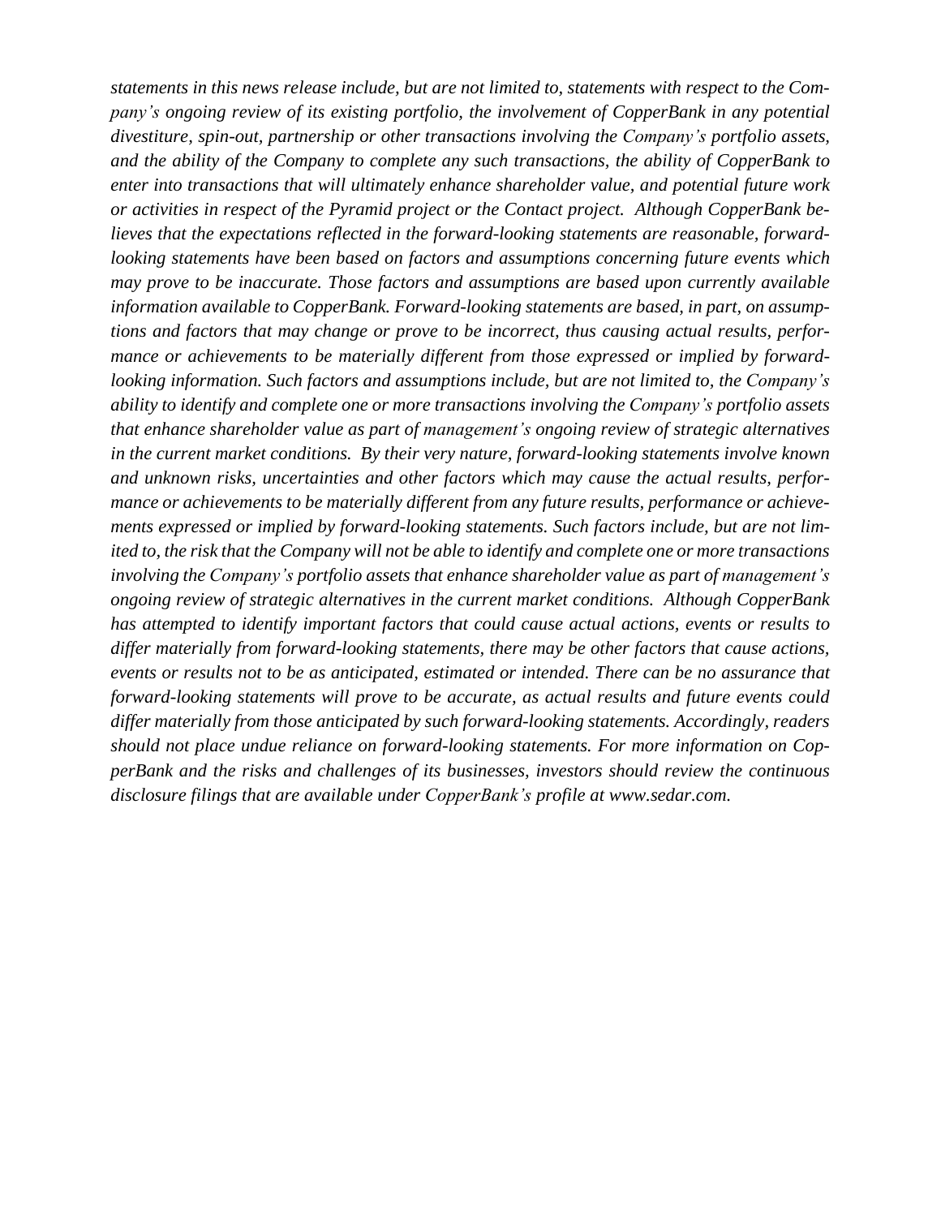*statements in this news release include, but are not limited to, statements with respect to the Company's ongoing review of its existing portfolio, the involvement of CopperBank in any potential divestiture, spin-out, partnership or other transactions involving the Company's portfolio assets, and the ability of the Company to complete any such transactions, the ability of CopperBank to enter into transactions that will ultimately enhance shareholder value, and potential future work or activities in respect of the Pyramid project or the Contact project. Although CopperBank believes that the expectations reflected in the forward-looking statements are reasonable, forward-looking statements have been based on factors and assumptions concerning future events which may prove to be inaccurate. Those factors and assumptions are based upon currently available information available to CopperBank. Forward-looking statements are based, in part, on assumptions and factors that may change or prove to be incorrect, thus causing actual results, performance or achievements to be materially different from those expressed or implied by forward-looking information. Such factors and assumptions include, but are not limited to, the Company's ability to identify and complete one or more transactions involving the Company's portfolio assets that enhance shareholder value as part of management's ongoing review of strategic alternatives in the current market conditions. By their very nature, forward-looking statements involve known and unknown risks, uncertainties and other factors which may cause the actual results, performance or achievements to be materially different from any future results, performance or achievements expressed or implied by forward-looking statements. Such factors include, but are not limited to, the risk that the Company will not be able to identify and complete one or more transactions involving the Company's portfolio assets that enhance shareholder value as part of management's ongoing review of strategic alternatives in the current market conditions. Although CopperBank has attempted to identify important factors that could cause actual actions, events or results to differ materially from forward-looking statements, there may be other factors that cause actions, events or results not to be as anticipated, estimated or intended. There can be no assurance that forward-looking statements will prove to be accurate, as actual results and future events could differ materially from those anticipated by such forward-looking statements. Accordingly, readers should not place undue reliance on forward-looking statements. For more information on CopperBank and the risks and challenges of its businesses, investors should review the continuous disclosure filings that are available under CopperBank's profile at www.sedar.com.*